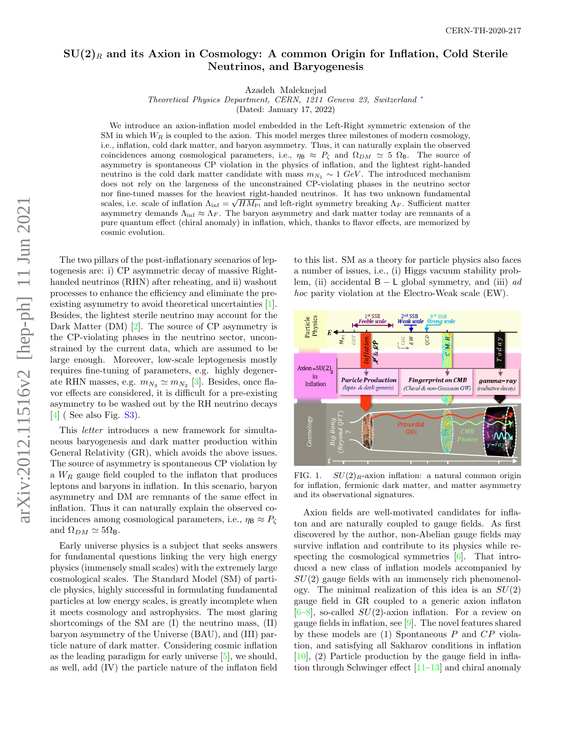CERN-TH-2020-217

# SU(2)$_R$ and its Axion in Cosmology: A common Origin for Inflation, Cold Sterile Neutrinos, and Baryogenesis

Azadeh Maleknejad

*Theoretical Physics Department, CERN, 1211 Geneva 23, Switzerland* *

(Dated: January 17, 2022)

We introduce an axion-inflation model embedded in the Left-Right symmetric extension of the SM in which $W_R$ is coupled to the axion. This model merges three milestones of modern cosmology, i.e., inflation, cold dark matter, and baryon asymmetry. Thus, it can naturally explain the observed coincidences among cosmological parameters, i.e., $\eta_{\mathsf{B}} \approx P_\zeta$ and $\Omega_{DM} \simeq 5\ \Omega_{\mathsf{B}}$. The source of asymmetry is spontaneous CP violation in the physics of inflation, and the lightest right-handed neutrino is the cold dark matter candidate with mass $m_{N_1} \sim 1\ GeV$. The introduced mechanism does not rely on the largeness of the unconstrained CP-violating phases in the neutrino sector nor fine-tuned masses for the heaviest right-handed neutrinos. It has two unknown fundamental scales, i.e. scale of inflation $\Lambda_{\rm inf} = \sqrt{HM_{\rm Pl}}$ and left-right symmetry breaking $\Lambda_F$. Sufficient matter asymmetry demands $\Lambda_{\rm inf} \approx \Lambda_F$. The baryon asymmetry and dark matter today are remnants of a pure quantum effect (chiral anomaly) in inflation, which, thanks to flavor effects, are memorized by cosmic evolution.

The two pillars of the post-inflationary scenarios of leptogenesis are: i) CP asymmetric decay of massive Right-handed neutrinos (RHN) after reheating, and ii) washout processes to enhance the efficiency and eliminate the pre-existing asymmetry to avoid theoretical uncertainties [1]. Besides, the lightest sterile neutrino may account for the Dark Matter (DM) [2]. The source of CP asymmetry is the CP-violating phases in the neutrino sector, unconstrained by the current data, which are assumed to be large enough. Moreover, low-scale leptogenesis mostly requires fine-tuning of parameters, e.g. highly degenerate RHN masses, e.g. $m_{N_3} \simeq m_{N_2}$ [3]. Besides, once flavor effects are considered, it is difficult for a pre-existing asymmetry to be washed out by the RH neutrino decays [4] ( See also Fig. S3).

This *letter* introduces a new framework for simultaneous baryogenesis and dark matter production within General Relativity (GR), which avoids the above issues. The source of asymmetry is spontaneous CP violation by a $W_R$ gauge field coupled to the inflaton that produces leptons and baryons in inflation. In this scenario, baryon asymmetry and DM are remnants of the same effect in inflation. Thus it can naturally explain the observed coincidences among cosmological parameters, i.e., $\eta_{\mathsf{B}} \approx P_\zeta$ and $\Omega_{DM} \simeq 5\Omega_{\mathsf{B}}$.

Early universe physics is a subject that seeks answers for fundamental questions linking the very high energy physics (immensely small scales) with the extremely large cosmological scales. The Standard Model (SM) of particle physics, highly successful in formulating fundamental particles at low energy scales, is greatly incomplete when it meets cosmology and astrophysics. The most glaring shortcomings of the SM are (I) the neutrino mass, (II) baryon asymmetry of the Universe (BAU), and (III) particle nature of dark matter. Considering cosmic inflation as the leading paradigm for early universe [5], we should, as well, add (IV) the particle nature of the inflaton field to this list. SM as a theory for particle physics also faces a number of issues, i.e. (i) Higgs vacuum stability problem, (ii) accidental $\mathsf{B}-\mathsf{L}$ global symmetry, and (iii) *ad hoc* parity violation at the Electro-Weak scale (EW).

FIG. 1. $SU(2)_R$-axion inflation: a natural common origin for inflation, fermionic dark matter, and matter asymmetry and its observational signatures.

Axion fields are well-motivated candidates for inflaton and are naturally coupled to gauge fields. As first discovered by the author, non-Abelian gauge fields may survive inflation and contribute to its physics while respecting the cosmological symmetries [6]. That introduced a new class of inflation models accompanied by $SU(2)$ gauge fields with an immensely rich phenomenology. The minimal realization of this idea is an $SU(2)$ gauge field in GR coupled to a generic axion inflaton [6–8], so-called $SU(2)$-axion inflation. For a review on gauge fields in inflation, see [9]. The novel features shared by these models are (1) Spontaneous $P$ and $CP$ violation, and satisfying all Sakharov conditions in inflation [10], (2) Particle production by the gauge field in inflation through Schwinger effect [11–13] and chiral anomaly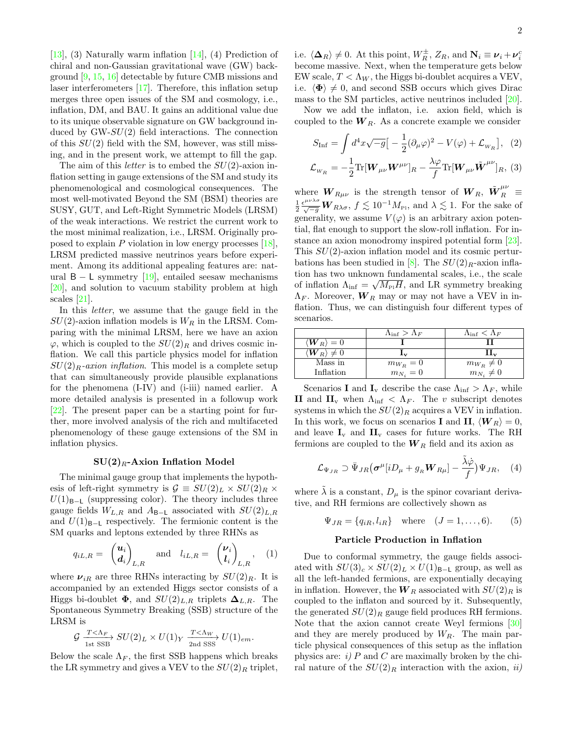[13], (3) Naturally warm inflation [14], (4) Prediction of chiral and non-Gaussian gravitational wave (GW) background [9, 15, 16] detectable by future CMB missions and laser interferometers [17]. Therefore, this inflation setup merges three open issues of the SM and cosmology, i.e., inflation, DM, and BAU. It gains an additional value due to its unique observable signature on GW background induced by GW-$SU(2)$ field interactions. The connection of this $SU(2)$ field with the SM, however, was still missing, and in the present work, we attempt to fill the gap.

The aim of this *letter* is to embed the $SU(2)$-axion inflation setting in gauge extensions of the SM and study its phenomenological and cosmological consequences. The most well-motivated Beyond the SM (BSM) theories are SUSY, GUT, and Left-Right Symmetric Models (LRSM) of the weak interactions. We restrict the current work to the most minimal realization, i.e., LRSM. Originally proposed to explain $P$ violation in low energy processes [18], LRSM predicted massive neutrinos years before experiment. Among its additional appealing features are: natural $\mathsf{B}-\mathsf{L}$ symmetry [19], entailed seesaw mechanisms [20], and solution to vacuum stability problem at high scales [21].

In this *letter*, we assume that the gauge field in the $SU(2)$-axion inflation models is $W_R$ in the LRSM. Comparing with the minimal LRSM, here we have an axion $\varphi$, which is coupled to the $SU(2)_R$ and drives cosmic inflation. We call this particle physics model for inflation $SU(2)_R$-*axion inflation*. This model is a complete setup that can simultaneously provide plausible explanations for the phenomena (I-IV) and (i-iii) named earlier. A more detailed analysis is presented in a followup work [22]. The present paper can be a starting point for further, more involved analysis of the rich and multifaceted phenomenology of these gauge extensions of the SM in inflation physics.

## SU(2)$_R$-Axion Inflation Model

The minimal gauge group that implements the hypothesis of left-right symmetry is $\mathcal{G} \equiv SU(2)_L \times SU(2)_R \times U(1)_{\mathsf{B}-\mathsf{L}}$ (suppressing color). The theory includes three gauge fields $W_{L,R}$ and $A_{\mathsf{B}-\mathsf{L}}$ associated with $SU(2)_{L,R}$ and $U(1)_{\mathsf{B}-\mathsf{L}}$ respectively. The fermionic content is the SM quarks and leptons extended by three RHNs as

$$q_{iL,R} = \begin{pmatrix} \boldsymbol{u}_i \\ \boldsymbol{d}_i \end{pmatrix}_{L,R} \quad \text{and} \quad l_{iL,R} = \begin{pmatrix} \boldsymbol{\nu}_i \\ \boldsymbol{l}_i \end{pmatrix}_{L,R}, \quad (1)$$

where $\boldsymbol{\nu}_{iR}$ are three RHNs interacting by $SU(2)_R$. It is accompanied by an extended Higgs sector consists of a Higgs bi-doublet $\boldsymbol{\Phi}$, and $SU(2)_{L,R}$ triplets $\boldsymbol{\Delta}_{L,R}$. The Spontaneous Symmetry Breaking (SSB) structure of the LRSM is

$$\mathcal{G} \xrightarrow[\text{1st SSB}]{T<\Lambda_F} SU(2)_L \times U(1)_Y \xrightarrow[\text{2nd SSS}]{T<\Lambda_W} U(1)_{em}.$$

Below the scale $\Lambda_F$, the first SSB happens which breaks the LR symmetry and gives a VEV to the $SU(2)_R$ triplet, i.e. $\langle \boldsymbol{\Delta}_R \rangle \neq 0$. At this point, $W_R^{\pm}$, $Z_R$, and $\mathbf{N}_i \equiv \boldsymbol{\nu}_i + \boldsymbol{\nu}_i^c$ become massive. Next, when the temperature gets below EW scale, $T < \Lambda_W$, the Higgs bi-doublet acquires a VEV, i.e. $\langle \boldsymbol{\Phi} \rangle \neq 0$, and second SSB occurs which gives Dirac mass to the SM particles, active neutrinos included [20].

Now we add the inflaton, i.e. axion field, which is coupled to the $\boldsymbol{W}_R$. As a concrete example we consider

$$S_{\text{Inf}} = \int d^4x \sqrt{-g} \big[ -\frac{1}{2}(\partial_\mu \varphi)^2 - V(\varphi) + \mathcal{L}_{W_R} \big], \quad (2)$$

$$\mathcal{L}_{W_R} = -\frac{1}{2}\text{Tr}[\boldsymbol{W}_{\mu\nu}\boldsymbol{W}^{\mu\nu}]_R - \frac{\lambda\varphi}{f}\text{Tr}[\boldsymbol{W}_{\mu\nu}\tilde{\boldsymbol{W}}^{\mu\nu}]_R, \quad (3)$$

where $\boldsymbol{W}_{R\mu\nu}$ is the strength tensor of $\boldsymbol{W}_R$, $\tilde{\boldsymbol{W}}_R^{\mu\nu} \equiv \frac{1}{2}\frac{\epsilon^{\mu\nu\lambda\sigma}}{\sqrt{-g}}\boldsymbol{W}_{R\lambda\sigma}$, $f \lesssim 10^{-1}M_{\text{Pl}}$, and $\lambda \lesssim 1$. For the sake of generality, we assume $V(\varphi)$ is an arbitrary axion potential, flat enough to support the slow-roll inflation. For instance an axion monodromy inspired potential form [23]. This $SU(2)$-axion inflation model and its cosmic perturbations has been studied in [8]. The $SU(2)_R$-axion inflation has two unknown fundamental scales, i.e., the scale of inflation $\Lambda_{\text{inf}} = \sqrt{M_{\text{Pl}}H}$, and LR symmetry breaking $\Lambda_F$. Moreover, $\boldsymbol{W}_R$ may or may not have a VEV in inflation. Thus, we can distinguish four different types of scenarios.

| | $\Lambda_{\text{inf}} > \Lambda_F$ | $\Lambda_{\text{inf}} < \Lambda_F$ |
|---|---|---|
| $\langle \boldsymbol{W}_R \rangle = 0$ | **I** | **II** |
| $\langle \boldsymbol{W}_R \rangle \neq 0$ | $\mathbf{I_v}$ | $\mathbf{II_v}$ |
| Mass in Inflation | $m_{W_R} = 0$, $m_{N_i} = 0$ | $m_{W_R} \neq 0$, $m_{N_i} \neq 0$ |

Scenarios **I** and $\mathbf{I}_\text{v}$ describe the case $\Lambda_{\text{inf}} > \Lambda_F$, while **II** and $\mathbf{II}_\text{v}$ when $\Lambda_{\text{inf}} < \Lambda_F$. The $v$ subscript denotes systems in which the $SU(2)_R$ acquires a VEV in inflation. In this work, we focus on scenarios **I** and **II**, $\langle \boldsymbol{W}_R \rangle = 0$, and leave $\mathbf{I}_\text{v}$ and $\mathbf{II}_\text{v}$ cases for future works. The RH fermions are coupled to the $\boldsymbol{W}_R$ field and its axion as

$$\mathcal{L}_{\Psi_{JR}} \supset \bar{\Psi}_{JR}\big(\boldsymbol{\sigma}^\mu[iD_\mu + g_R \boldsymbol{W}_{R\mu}] - \frac{\tilde{\lambda}\dot{\varphi}}{f}\big)\Psi_{JR}, \quad (4)$$

where $\tilde{\lambda}$ is a constant, $D_\mu$ is the spinor covariant derivative, and RH fermions are collectively shown as

$$\Psi_{JR} = \{q_{iR}, l_{iR}\} \quad \text{where} \quad (J = 1, \ldots, 6). \quad (5)$$

## Particle Production in Inflation

Due to conformal symmetry, the gauge fields associated with $SU(3)_c \times SU(2)_L \times U(1)_{\mathsf{B}-\mathsf{L}}$ group, as well as all the left-handed fermions, are exponentially decaying in inflation. However, the $\boldsymbol{W}_R$ associated with $SU(2)_R$ is coupled to the inflaton and sourced by it. Subsequently, the generated $SU(2)_R$ gauge field produces RH fermions. Note that the axion cannot create Weyl fermions [30] and they are merely produced by $W_R$. The main particle physical consequences of this setup as the inflation physics are: *i)* $P$ and $C$ are maximally broken by the chiral nature of the $SU(2)_R$ interaction with the axion, *ii)*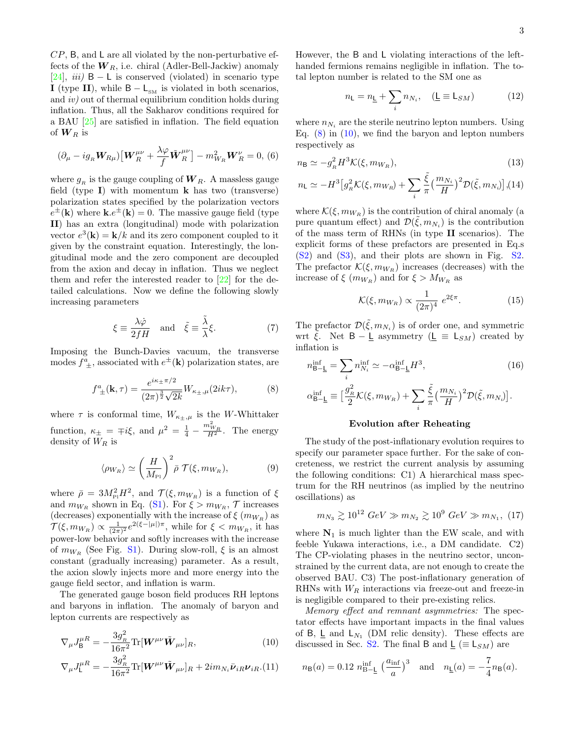$CP$, $\mathsf{B}$, and $\mathsf{L}$ are all violated by the non-perturbative effects of the $\boldsymbol{W}_R$, i.e. chiral (Adler-Bell-Jackiw) anomaly [24], *iii)* $\mathsf{B}-\mathsf{L}$ is conserved (violated) in scenario type **I** (type **II**), while $\mathsf{B}-\mathsf{L}_{\rm SM}$ is violated in both scenarios, and *iv)* out of thermal equilibrium condition holds during inflation. Thus, all the Sakharov conditions required for a BAU [25] are satisfied in inflation. The field equation of $\boldsymbol{W}_R$ is

$$(\partial_\mu - ig_{_R}\boldsymbol{W}_{R\mu})\big[\boldsymbol{W}_R^{\mu\nu} + \frac{\lambda\varphi}{f}\tilde{\boldsymbol{W}}_R^{\mu\nu}\big] - m_{W_R}^2\boldsymbol{W}_R^{\nu} = 0, \quad (6)$$

where $g_{_R}$ is the gauge coupling of $\boldsymbol{W}_R$. A massless gauge field (type **I**) with momentum $\mathbf{k}$ has two (transverse) polarization states specified by the polarization vectors $e^{\pm}(\mathbf{k})$ where $\mathbf{k}.e^{\pm}(\mathbf{k})=0$. The massive gauge field (type **II**) has an extra (longitudinal) mode with polarization vector $e^3(\mathbf{k}) = \mathbf{k}/k$ and its zero component coupled to it given by the constraint equation. Interestingly, the longitudinal mode and the zero component are decoupled from the axion and decay in inflation. Thus we neglect them and refer the interested reader to [22] for the detailed calculations. Now we define the following slowly increasing parameters

$$\xi \equiv \frac{\lambda\dot{\varphi}}{2fH} \quad \text{and} \quad \tilde{\xi} \equiv \frac{\tilde{\lambda}}{\lambda}\xi. \quad (7)$$

Imposing the Bunch-Davies vacuum, the transverse modes $f^a_{\pm}$, associated with $e^{\pm}(\mathbf{k})$ polarization states, are

$$f^a_{\pm}(\mathbf{k},\tau) = \frac{e^{i\kappa_{\pm}\pi/2}}{(2\pi)^{\frac{3}{2}}\sqrt{2k}} W_{\kappa_{\pm},\mu}(2ik\tau), \quad (8)$$

where $\tau$ is conformal time, $W_{\kappa_{\pm},\mu}$ is the $W$-Whittaker function, $\kappa_{\pm} = \mp i\xi$, and $\mu^2 = \frac{1}{4} - \frac{m^2_{W_R}}{H^2}$. The energy density of $W_R$ is

$$\langle \rho_{W_R} \rangle \simeq \left(\frac{H}{M_{\rm Pl}}\right)^2 \bar{\rho}\ \mathcal{T}(\xi, m_{W_R}), \quad (9)$$

where $\bar{\rho} = 3M_{\rm Pl}^2 H^2$, and $\mathcal{T}(\xi, m_{W_R})$ is a function of $\xi$ and $m_{W_R}$ shown in Eq. (S1). For $\xi > m_{W_R}$, $\mathcal{T}$ increases (decreases) exponentially with the increase of $\xi$ ($m_{W_R}$) as $\mathcal{T}(\xi, m_{W_R}) \propto \frac{1}{(2\pi)^2}e^{2(\xi-|\mu|)\pi}$, while for $\xi < m_{W_R}$, it has power-low behavior and softly increases with the increase of $m_{W_R}$ (See Fig. S1). During slow-roll, $\xi$ is an almost constant (gradually increasing) parameter. As a result, the axion slowly injects more and more energy into the gauge field sector, and inflation is warm.

The generated gauge boson field produces RH leptons and baryons in inflation. The anomaly of baryon and lepton currents are respectively as

$$\nabla_\mu J^{\mu R}_{\mathsf{B}} = -\frac{3g_{_R}^2}{16\pi^2}\mathrm{Tr}[\boldsymbol{W}^{\mu\nu}\tilde{\boldsymbol{W}}_{\mu\nu}]_R, \quad (10)$$

$$\nabla_\mu J^{\mu R}_{\mathsf{L}} = -\frac{3g_{_R}^2}{16\pi^2}\mathrm{Tr}[\boldsymbol{W}^{\mu\nu}\tilde{\boldsymbol{W}}_{\mu\nu}]_R + 2im_{N_i}\bar{\boldsymbol{\nu}}_{iR}\boldsymbol{\nu}_{iR}. \quad (11)$$

However, the $\mathsf{B}$ and $\mathsf{L}$ violating interactions of the left-handed fermions remains negligible in inflation. The total lepton number is related to the SM one as

$$n_{\mathsf{L}} = n_{\underline{\mathsf{L}}} + \sum_i n_{N_i}, \quad (\underline{\mathsf{L}} \equiv \mathsf{L}_{SM}) \quad (12)$$

where $n_{N_i}$ are the sterile neutrino lepton numbers. Using Eq. (8) in (10), we find the baryon and lepton numbers respectively as

$$n_{\mathsf{B}} \simeq -g_{_R}^2 H^3 \mathcal{K}(\xi, m_{W_R}), \quad (13)$$

$$n_{\mathsf{L}} \simeq -H^3\big[g_{_R}^2\mathcal{K}(\xi, m_{W_R}) + \sum_i \frac{\tilde{\xi}}{\pi}\big(\frac{m_{N_i}}{H}\big)^2\mathcal{D}(\tilde{\xi}, m_{N_i})\big], \quad (14)$$

where $\mathcal{K}(\xi, m_{W_R})$ is the contribution of chiral anomaly (a pure quantum effect) and $\mathcal{D}(\tilde{\xi}, m_{N_i})$ is the contribution of the mass term of RHNs (in type **II** scenarios). The explicit forms of these prefactors are presented in Eq.s (S2) and (S3), and their plots are shown in Fig. S2. The prefactor $\mathcal{K}(\xi, m_{W_R})$ increases (decreases) with the increase of $\xi$ ($m_{W_R}$) and for $\xi > M_{W_R}$ as

$$\mathcal{K}(\xi, m_{W_R}) \propto \frac{1}{(2\pi)^4}\ e^{2\xi\pi}. \quad (15)$$

The prefactor $\mathcal{D}(\tilde{\xi}, m_{N_i})$ is of order one, and symmetric wrt $\tilde{\xi}$. Net $\mathsf{B}-\underline{\mathsf{L}}$ asymmetry ($\underline{\mathsf{L}} \equiv \mathsf{L}_{SM}$) created by inflation is

$$n^{\rm inf}_{\mathsf{B}-\underline{\mathsf{L}}} = \sum_i n^{\rm inf}_{N_i} \simeq -\alpha^{\rm inf}_{\mathsf{B}-\underline{\mathsf{L}}}H^3, \quad (16)$$

$$\alpha^{\rm inf}_{\mathsf{B}-\underline{\mathsf{L}}} \equiv \big[\frac{g_{_R}^2}{2}\mathcal{K}(\xi, m_{W_R}) + \sum_i \frac{\tilde{\xi}}{\pi}\big(\frac{m_{N_i}}{H}\big)^2\mathcal{D}(\tilde{\xi}, m_{N_i})\big].$$

### Evolution after Reheating

The study of the post-inflationary evolution requires to specify our parameter space further. For the sake of concreteness, we restrict the current analysis by assuming the following conditions: C1) A hierarchical mass spectrum for the RH neutrinos (as implied by the neutrino oscillations) as

$$m_{N_3} \gtrsim 10^{12}\ GeV \gg m_{N_2} \gtrsim 10^{9}\ GeV \gg m_{N_1}, \quad (17)$$

where $\mathbf{N}_1$ is much lighter than the EW scale, and with feeble Yukawa interactions, i.e., a DM candidate. C2) The CP-violating phases in the neutrino sector, unconstrained by the current data, are not enough to create the observed BAU. C3) The post-inflationary generation of RHNs with $W_R$ interactions via freeze-out and freeze-in is negligible compared to their pre-existing relics.

*Memory effect and remnant asymmetries:* The spectator effects have important impacts in the final values of $\mathsf{B}$, $\underline{\mathsf{L}}$ and $\mathsf{L}_{N_1}$ (DM relic density). These effects are discussed in Sec. S2. The final $\mathsf{B}$ and $\underline{\mathsf{L}}$ ($\equiv \mathsf{L}_{SM}$) are

$$n_{\mathsf{B}}(a) = 0.12\ n^{\rm inf}_{\mathsf{B}-\underline{\mathsf{L}}}\ \big(\frac{a_{\rm inf}}{a}\big)^3 \quad \text{and} \quad n_{\underline{\mathsf{L}}}(a) = -\frac{7}{4}n_{\mathsf{B}}(a).$$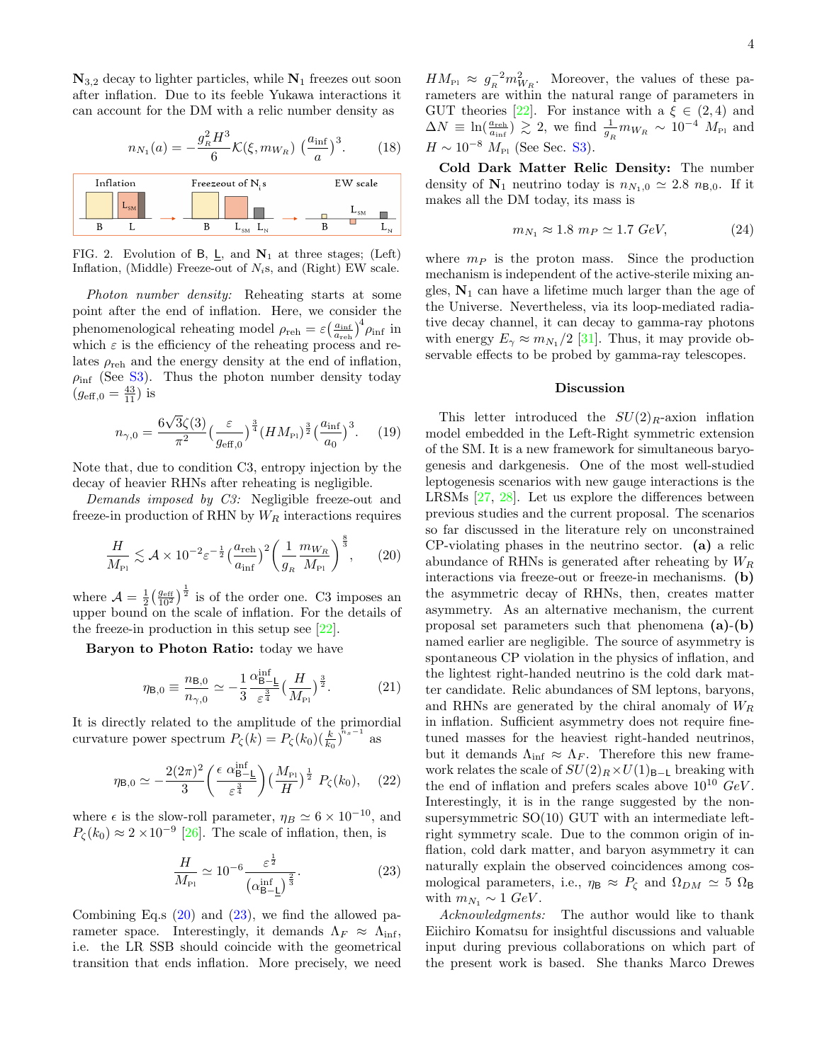$\mathbf{N}_{3,2}$ decay to lighter particles, while $\mathbf{N}_1$ freezes out soon after inflation. Due to its feeble Yukawa interactions it can account for the DM with a relic number density as

$$n_{N_1}(a) = -\frac{g_R^2 H^3}{6}\mathcal{K}(\xi, m_{W_R})\left(\frac{a_{\rm inf}}{a}\right)^3. \tag{18}$$

FIG. 2. Evolution of $\mathsf{B}$, $\underline{\mathsf{L}}$, and $\mathbf{N}_1$ at three stages; (Left) Inflation, (Middle) Freeze-out of $N_i$s, and (Right) EW scale.

*Photon number density:* Reheating starts at some point after the end of inflation. Here, we consider the phenomenological reheating model $\rho_{\rm reh} = \varepsilon\left(\frac{a_{\rm inf}}{a_{\rm reh}}\right)^4\rho_{\rm inf}$ in which $\varepsilon$ is the efficiency of the reheating process and relates $\rho_{\rm reh}$ and the energy density at the end of inflation, $\rho_{\rm inf}$ (See S3). Thus the photon number density today ($g_{{\rm eff},0} = \frac{43}{11}$) is

$$n_{\gamma,0} = \frac{6\sqrt{3}\zeta(3)}{\pi^2}\left(\frac{\varepsilon}{g_{{\rm eff},0}}\right)^{\frac{3}{4}}(HM_{\rm Pl})^{\frac{3}{2}}\left(\frac{a_{\rm inf}}{a_0}\right)^3. \tag{19}$$

Note that, due to condition C3, entropy injection by the decay of heavier RHNs after reheating is negligible.

*Demands imposed by C3:* Negligible freeze-out and freeze-in production of RHN by $W_R$ interactions requires

$$\frac{H}{M_{\rm Pl}} \lesssim \mathcal{A}\times 10^{-2}\varepsilon^{-\frac{1}{2}}\left(\frac{a_{\rm reh}}{a_{\rm inf}}\right)^2\left(\frac{1}{g_R}\frac{m_{W_R}}{M_{\rm Pl}}\right)^{\frac{8}{3}}, \tag{20}$$

where $\mathcal{A} = \frac{1}{2}\left(\frac{g_{\rm eff}}{10^2}\right)^{\frac{1}{2}}$ is of the order one. C3 imposes an upper bound on the scale of inflation. For the details of the freeze-in production in this setup see [22].

**Baryon to Photon Ratio:** today we have

$$\eta_{\mathsf{B},0} \equiv \frac{n_{\mathsf{B},0}}{n_{\gamma,0}} \simeq -\frac{1}{3}\frac{\alpha^{\rm inf}_{\mathsf{B}-\underline{\mathsf{L}}}}{\varepsilon^{\frac{3}{4}}}\left(\frac{H}{M_{\rm Pl}}\right)^{\frac{3}{2}}. \tag{21}$$

It is directly related to the amplitude of the primordial curvature power spectrum $P_\zeta(k) = P_\zeta(k_0)\left(\frac{k}{k_0}\right)^{n_s-1}$ as

$$\eta_{\mathsf{B},0} \simeq -\frac{2(2\pi)^2}{3}\left(\frac{\epsilon\ \alpha^{\rm inf}_{\mathsf{B}-\underline{\mathsf{L}}}}{\varepsilon^{\frac{3}{4}}}\right)\left(\frac{M_{\rm Pl}}{H}\right)^{\frac{1}{2}} P_\zeta(k_0), \tag{22}$$

where $\epsilon$ is the slow-roll parameter, $\eta_B \simeq 6\times 10^{-10}$, and $P_\zeta(k_0) \approx 2\times 10^{-9}$ [26]. The scale of inflation, then, is

$$\frac{H}{M_{\rm Pl}} \simeq 10^{-6}\frac{\varepsilon^{\frac{1}{2}}}{\left(\alpha^{\rm inf}_{\mathsf{B}-\underline{\mathsf{L}}}\right)^{\frac{2}{3}}}. \tag{23}$$

Combining Eq.s (20) and (23), we find the allowed parameter space. Interestingly, it demands $\Lambda_F \approx \Lambda_{\rm inf}$, i.e. the LR SSB should coincide with the geometrical transition that ends inflation. More precisely, we need $HM_{\rm Pl} \approx g_R^{-2}m^2_{W_R}$. Moreover, the values of these parameters are within the natural range of parameters in GUT theories [22]. For instance with a $\xi \in (2,4)$ and $\Delta N \equiv \ln\left(\frac{a_{\rm reh}}{a_{\rm inf}}\right) \gtrsim 2$, we find $\frac{1}{g_R}m_{W_R} \sim 10^{-4}\ M_{\rm Pl}$ and $H \sim 10^{-8}\ M_{\rm Pl}$ (See Sec. S3).

**Cold Dark Matter Relic Density:** The number density of $\mathbf{N}_1$ neutrino today is $n_{N_1,0} \simeq 2.8\ n_{\mathsf{B},0}$. If it makes all the DM today, its mass is

$$m_{N_1} \approx 1.8\ m_P \simeq 1.7\ GeV, \tag{24}$$

where $m_P$ is the proton mass. Since the production mechanism is independent of the active-sterile mixing angles, $\mathbf{N}_1$ can have a lifetime much larger than the age of the Universe. Nevertheless, via its loop-mediated radiative decay channel, it can decay to gamma-ray photons with energy $E_\gamma \approx m_{N_1}/2$ [31]. Thus, it may provide observable effects to be probed by gamma-ray telescopes.

## Discussion

This letter introduced the $SU(2)_R$-axion inflation model embedded in the Left-Right symmetric extension of the SM. It is a new framework for simultaneous baryogenesis and darkgenesis. One of the most well-studied leptogenesis scenarios with new gauge interactions is the LRSMs [27, 28]. Let us explore the differences between previous studies and the current proposal. The scenarios so far discussed in the literature rely on unconstrained CP-violating phases in the neutrino sector. **(a)** a relic abundance of RHNs is generated after reheating by $W_R$ interactions via freeze-out or freeze-in mechanisms. **(b)** the asymmetric decay of RHNs, then, creates matter asymmetry. As an alternative mechanism, the current proposal set parameters such that phenomena **(a)**-**(b)** named earlier are negligible. The source of asymmetry is spontaneous CP violation in the physics of inflation, and the lightest right-handed neutrino is the cold dark matter candidate. Relic abundances of SM leptons, baryons, and RHNs are generated by the chiral anomaly of $W_R$ in inflation. Sufficient asymmetry does not require fine-tuned masses for the heaviest right-handed neutrinos, but it demands $\Lambda_{\rm inf} \approx \Lambda_F$. Therefore this new framework relates the scale of $SU(2)_R\times U(1)_{\mathsf{B}-\mathsf{L}}$ breaking with the end of inflation and prefers scales above $10^{10}\ GeV$. Interestingly, it is in the range suggested by the non-supersymmetric SO(10) GUT with an intermediate left-right symmetry scale. Due to the common origin of inflation, cold dark matter, and baryon asymmetry it can naturally explain the observed coincidences among cosmological parameters, i.e., $\eta_{\mathsf{B}} \approx P_\zeta$ and $\Omega_{DM} \simeq 5\ \Omega_{\mathsf{B}}$ with $m_{N_1} \sim 1\ GeV$.

*Acknowledgments:* The author would like to thank Eiichiro Komatsu for insightful discussions and valuable input during previous collaborations on which part of the present work is based. She thanks Marco Drewes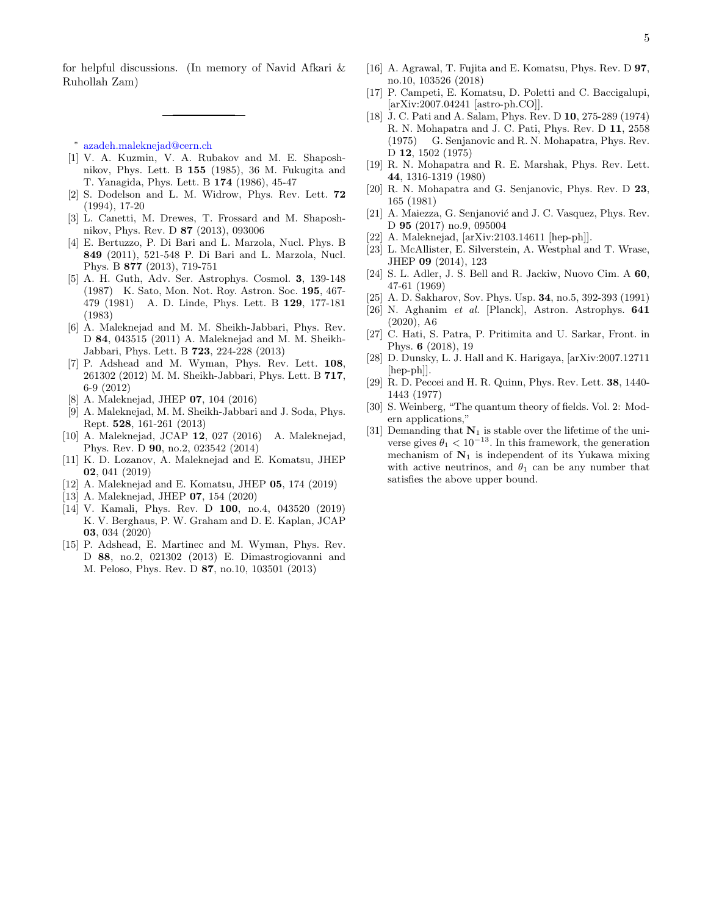for helpful discussions. (In memory of Navid Afkari & Ruhollah Zam)

---

* azadeh.maleknejad@cern.ch

[1] V. A. Kuzmin, V. A. Rubakov and M. E. Shaposhnikov, Phys. Lett. B **155** (1985), 36 M. Fukugita and T. Yanagida, Phys. Lett. B **174** (1986), 45-47

[2] S. Dodelson and L. M. Widrow, Phys. Rev. Lett. **72** (1994), 17-20

[3] L. Canetti, M. Drewes, T. Frossard and M. Shaposhnikov, Phys. Rev. D **87** (2013), 093006

[4] E. Bertuzzo, P. Di Bari and L. Marzola, Nucl. Phys. B **849** (2011), 521-548 P. Di Bari and L. Marzola, Nucl. Phys. B **877** (2013), 719-751

[5] A. H. Guth, Adv. Ser. Astrophys. Cosmol. **3**, 139-148 (1987) K. Sato, Mon. Not. Roy. Astron. Soc. **195**, 467-479 (1981) A. D. Linde, Phys. Lett. B **129**, 177-181 (1983)

[6] A. Maleknejad and M. M. Sheikh-Jabbari, Phys. Rev. D **84**, 043515 (2011) A. Maleknejad and M. M. Sheikh-Jabbari, Phys. Lett. B **723**, 224-228 (2013)

[7] P. Adshead and M. Wyman, Phys. Rev. Lett. **108**, 261302 (2012) M. M. Sheikh-Jabbari, Phys. Lett. B **717**, 6-9 (2012)

[8] A. Maleknejad, JHEP **07**, 104 (2016)

[9] A. Maleknejad, M. M. Sheikh-Jabbari and J. Soda, Phys. Rept. **528**, 161-261 (2013)

[10] A. Maleknejad, JCAP **12**, 027 (2016) A. Maleknejad, Phys. Rev. D **90**, no.2, 023542 (2014)

[11] K. D. Lozanov, A. Maleknejad and E. Komatsu, JHEP **02**, 041 (2019)

[12] A. Maleknejad and E. Komatsu, JHEP **05**, 174 (2019)

[13] A. Maleknejad, JHEP **07**, 154 (2020)

[14] V. Kamali, Phys. Rev. D **100**, no.4, 043520 (2019) K. V. Berghaus, P. W. Graham and D. E. Kaplan, JCAP **03**, 034 (2020)

[15] P. Adshead, E. Martinec and M. Wyman, Phys. Rev. D **88**, no.2, 021302 (2013) E. Dimastrogiovanni and M. Peloso, Phys. Rev. D **87**, no.10, 103501 (2013)

[16] A. Agrawal, T. Fujita and E. Komatsu, Phys. Rev. D **97**, no.10, 103526 (2018)

[17] P. Campeti, E. Komatsu, D. Poletti and C. Baccigalupi, [arXiv:2007.04241 [astro-ph.CO]].

[18] J. C. Pati and A. Salam, Phys. Rev. D **10**, 275-289 (1974) R. N. Mohapatra and J. C. Pati, Phys. Rev. D **11**, 2558 (1975) G. Senjanovic and R. N. Mohapatra, Phys. Rev. D **12**, 1502 (1975)

[19] R. N. Mohapatra and R. E. Marshak, Phys. Rev. Lett. **44**, 1316-1319 (1980)

[20] R. N. Mohapatra and G. Senjanovic, Phys. Rev. D **23**, 165 (1981)

[21] A. Maiezza, G. Senjanović and J. C. Vasquez, Phys. Rev. D **95** (2017) no.9, 095004

[22] A. Maleknejad, [arXiv:2103.14611 [hep-ph]].

[23] L. McAllister, E. Silverstein, A. Westphal and T. Wrase, JHEP **09** (2014), 123

[24] S. L. Adler, J. S. Bell and R. Jackiw, Nuovo Cim. A **60**, 47-61 (1969)

[25] A. D. Sakharov, Sov. Phys. Usp. **34**, no.5, 392-393 (1991)

[26] N. Aghanim *et al.* [Planck], Astron. Astrophys. **641** (2020), A6

[27] C. Hati, S. Patra, P. Pritimita and U. Sarkar, Front. in Phys. **6** (2018), 19

[28] D. Dunsky, L. J. Hall and K. Harigaya, [arXiv:2007.12711 [hep-ph]].

[29] R. D. Peccei and H. R. Quinn, Phys. Rev. Lett. **38**, 1440-1443 (1977)

[30] S. Weinberg, "The quantum theory of fields. Vol. 2: Modern applications,"

[31] Demanding that $\mathbf{N}_1$ is stable over the lifetime of the universe gives $\theta_1 < 10^{-13}$. In this framework, the generation mechanism of $\mathbf{N}_1$ is independent of its Yukawa mixing with active neutrinos, and $\theta_1$ can be any number that satisfies the above upper bound.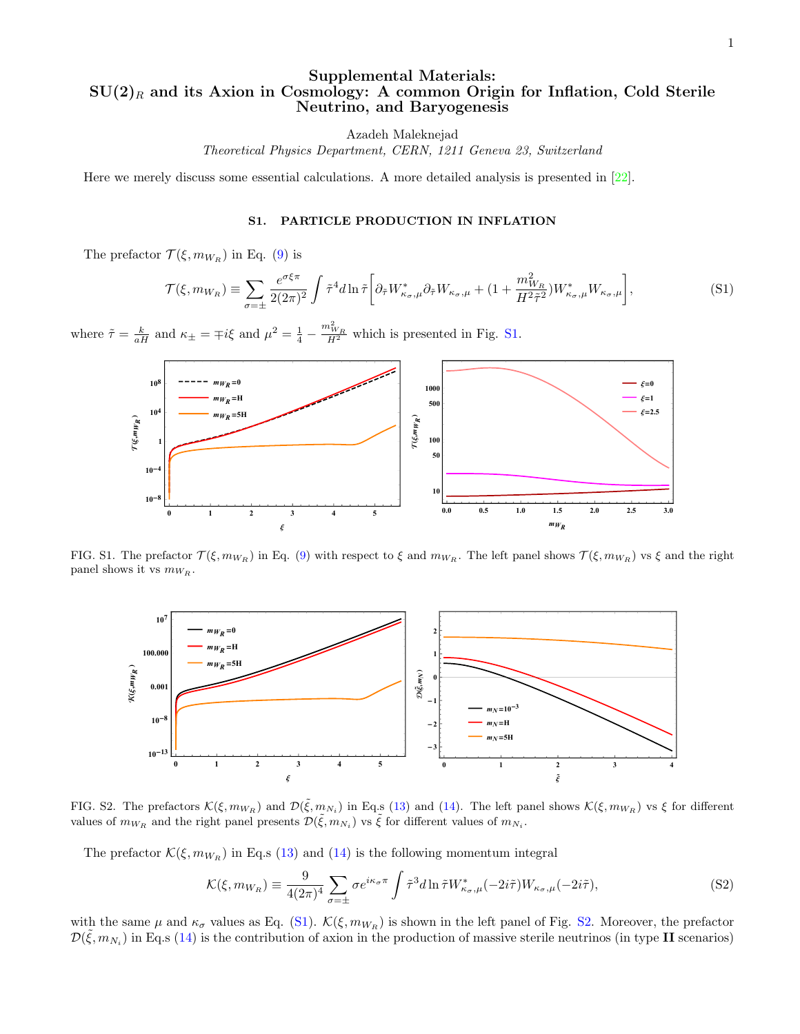# Supplemental Materials: SU(2)$_R$ and its Axion in Cosmology: A common Origin for Inflation, Cold Sterile Neutrino, and Baryogenesis

Azadeh Maleknejad

*Theoretical Physics Department, CERN, 1211 Geneva 23, Switzerland*

Here we merely discuss some essential calculations. A more detailed analysis is presented in [22].

## S1. PARTICLE PRODUCTION IN INFLATION

The prefactor $\mathcal{T}(\xi, m_{W_R})$ in Eq. (9) is

$$\mathcal{T}(\xi, m_{W_R}) \equiv \sum_{\sigma=\pm} \frac{e^{\sigma\xi\pi}}{2(2\pi)^2} \int \tilde{\tau}^4 d\ln\tilde{\tau} \Big[ \partial_{\tilde{\tau}} W^*_{\kappa_\sigma,\mu} \partial_{\tilde{\tau}} W_{\kappa_\sigma,\mu} + (1 + \frac{m^2_{W_R}}{H^2\tilde{\tau}^2}) W^*_{\kappa_\sigma,\mu} W_{\kappa_\sigma,\mu} \Big], \tag{S1}$$

where $\tilde{\tau} = \frac{k}{aH}$ and $\kappa_\pm = \mp i\xi$ and $\mu^2 = \frac{1}{4} - \frac{m^2_{W_R}}{H^2}$ which is presented in Fig. S1.

FIG. S1. The prefactor $\mathcal{T}(\xi, m_{W_R})$ in Eq. (9) with respect to $\xi$ and $m_{W_R}$. The left panel shows $\mathcal{T}(\xi, m_{W_R})$ vs $\xi$ and the right panel shows it vs $m_{W_R}$.

FIG. S2. The prefactors $\mathcal{K}(\xi, m_{W_R})$ and $\mathcal{D}(\tilde{\xi}, m_{N_i})$ in Eq.s (13) and (14). The left panel shows $\mathcal{K}(\xi, m_{W_R})$ vs $\xi$ for different values of $m_{W_R}$ and the right panel presents $\mathcal{D}(\tilde{\xi}, m_{N_i})$ vs $\tilde{\xi}$ for different values of $m_{N_i}$.

The prefactor $\mathcal{K}(\xi, m_{W_R})$ in Eq.s (13) and (14) is the following momentum integral

$$\mathcal{K}(\xi, m_{W_R}) \equiv \frac{9}{4(2\pi)^4} \sum_{\sigma=\pm} \sigma e^{i\kappa_\sigma\pi} \int \tilde{\tau}^3 d\ln\tilde{\tau} W^*_{\kappa_\sigma,\mu}(-2i\tilde{\tau}) W_{\kappa_\sigma,\mu}(-2i\tilde{\tau}), \tag{S2}$$

with the same $\mu$ and $\kappa_\sigma$ values as Eq. (S1). $\mathcal{K}(\xi, m_{W_R})$ is shown in the left panel of Fig. S2. Moreover, the prefactor $\mathcal{D}(\tilde{\xi}, m_{N_i})$ in Eq.s (14) is the contribution of axion in the production of massive sterile neutrinos (in type **II** scenarios)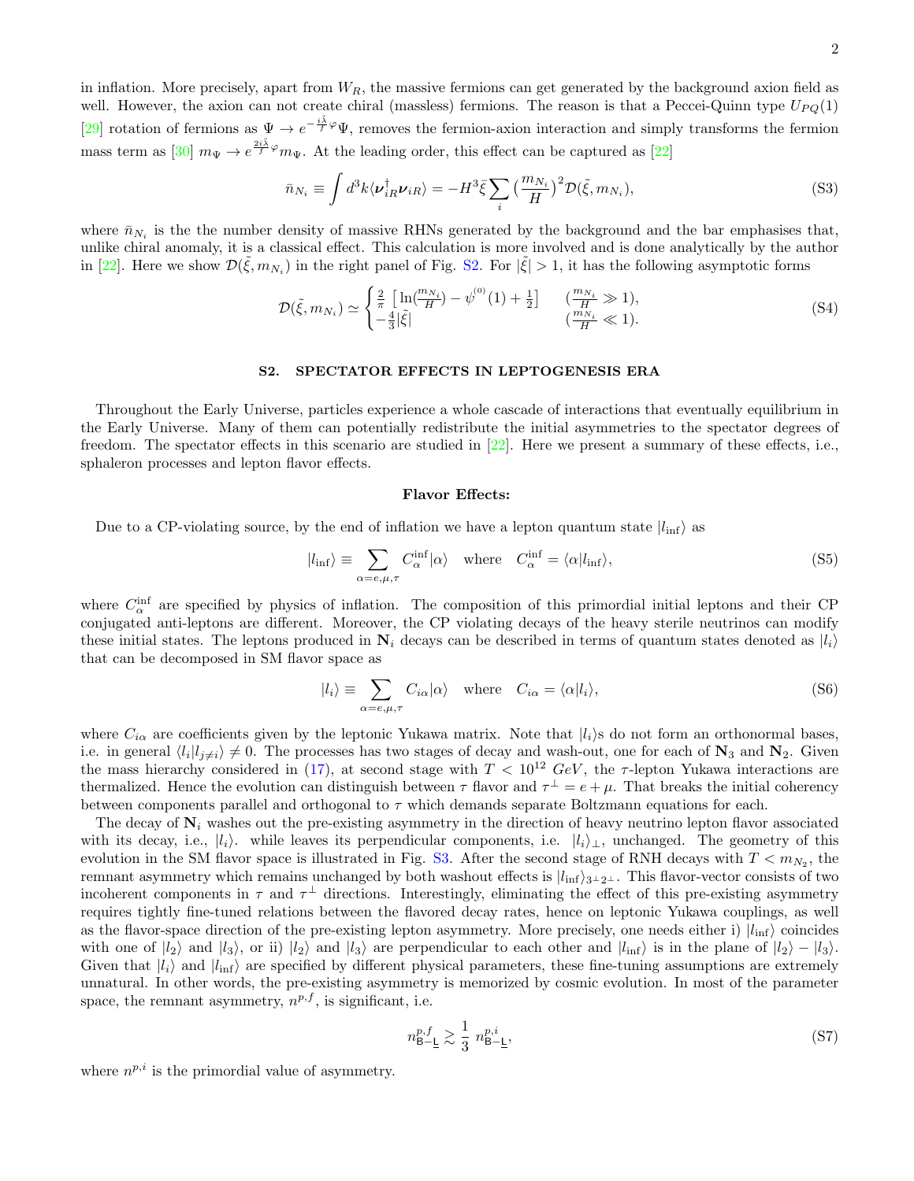in inflation. More precisely, apart from $W_R$, the massive fermions can get generated by the background axion field as well. However, the axion can not create chiral (massless) fermions. The reason is that a Peccei-Quinn type $U_{PQ}(1)$ [29] rotation of fermions as $\Psi \to e^{-\frac{i\tilde{\lambda}}{f}\varphi}\Psi$, removes the fermion-axion interaction and simply transforms the fermion mass term as [30] $m_\Psi \to e^{\frac{2i\tilde{\lambda}}{f}\varphi} m_\Psi$. At the leading order, this effect can be captured as [22]

$$\bar{n}_{N_i} \equiv \int d^3k \langle \boldsymbol{\nu}^\dagger_{iR} \boldsymbol{\nu}_{iR} \rangle = -H^3 \bar{\xi} \sum_i \big(\frac{m_{N_i}}{H}\big)^2 \mathcal{D}(\tilde{\xi}, m_{N_i}), \tag{S3}$$

where $\bar{n}_{N_i}$ is the the number density of massive RHNs generated by the background and the bar emphasises that, unlike chiral anomaly, it is a classical effect. This calculation is more involved and is done analytically by the author in [22]. Here we show $\mathcal{D}(\tilde{\xi}, m_{N_i})$ in the right panel of Fig. S2. For $|\tilde{\xi}| > 1$, it has the following asymptotic forms

$$\mathcal{D}(\tilde{\xi}, m_{N_i}) \simeq \begin{cases} \frac{2}{\pi}\left[\ln(\frac{m_{N_i}}{H}) - \psi^{(0)}(1) + \frac{1}{2}\right] & (\frac{m_{N_i}}{H} \gg 1), \\ -\frac{4}{3}|\tilde{\xi}| & (\frac{m_{N_i}}{H} \ll 1). \end{cases} \tag{S4}$$

## S2. SPECTATOR EFFECTS IN LEPTOGENESIS ERA

Throughout the Early Universe, particles experience a whole cascade of interactions that eventually equilibrium in the Early Universe. Many of them can potentially redistribute the initial asymmetries to the spectator degrees of freedom. The spectator effects in this scenario are studied in [22]. Here we present a summary of these effects, i.e., sphaleron processes and lepton flavor effects.

### Flavor Effects:

Due to a CP-violating source, by the end of inflation we have a lepton quantum state $|l_{\rm inf}\rangle$ as

$$|l_{\rm inf}\rangle \equiv \sum_{\alpha=e,\mu,\tau} C^{\rm inf}_\alpha |\alpha\rangle \quad \text{where} \quad C^{\rm inf}_\alpha = \langle \alpha | l_{\rm inf}\rangle, \tag{S5}$$

where $C^{\rm inf}_\alpha$ are specified by physics of inflation. The composition of this primordial initial leptons and their CP conjugated anti-leptons are different. Moreover, the CP violating decays of the heavy sterile neutrinos can modify these initial states. The leptons produced in $\mathbf{N}_i$ decays can be described in terms of quantum states denoted as $|l_i\rangle$ that can be decomposed in SM flavor space as

$$|l_i\rangle \equiv \sum_{\alpha=e,\mu,\tau} C_{i\alpha} |\alpha\rangle \quad \text{where} \quad C_{i\alpha} = \langle \alpha | l_i\rangle, \tag{S6}$$

where $C_{i\alpha}$ are coefficients given by the leptonic Yukawa matrix. Note that $|l_i\rangle$s do not form an orthonormal bases, i.e. in general $\langle l_i | l_{j\neq i}\rangle \neq 0$. The processes has two stages of decay and wash-out, one for each of $\mathbf{N}_3$ and $\mathbf{N}_2$. Given the mass hierarchy considered in (17), at second stage with $T < 10^{12}~GeV$, the $\tau$-lepton Yukawa interactions are thermalized. Hence the evolution can distinguish between $\tau$ flavor and $\tau^\perp = e + \mu$. That breaks the initial coherency between components parallel and orthogonal to $\tau$ which demands separate Boltzmann equations for each.

The decay of $\mathbf{N}_i$ washes out the pre-existing asymmetry in the direction of heavy neutrino lepton flavor associated with its decay, i.e., $|l_i\rangle$. while leaves its perpendicular components, i.e. $|l_i\rangle_\perp$, unchanged. The geometry of this evolution in the SM flavor space is illustrated in Fig. S3. After the second stage of RNH decays with $T < m_{N_2}$, the remnant asymmetry which remains unchanged by both washout effects is $|l_{\rm inf}\rangle_{3^\perp 2^\perp}$. This flavor-vector consists of two incoherent components in $\tau$ and $\tau^\perp$ directions. Interestingly, eliminating the effect of this pre-existing asymmetry requires tightly fine-tuned relations between the flavored decay rates, hence on leptonic Yukawa couplings, as well as the flavor-space direction of the pre-existing lepton asymmetry. More precisely, one needs either i) $|l_{\rm inf}\rangle$ coincides with one of $|l_2\rangle$ and $|l_3\rangle$, or ii) $|l_2\rangle$ and $|l_3\rangle$ are perpendicular to each other and $|l_{\rm inf}\rangle$ is in the plane of $|l_2\rangle - |l_3\rangle$. Given that $|l_i\rangle$ and $|l_{\rm inf}\rangle$ are specified by different physical parameters, these fine-tuning assumptions are extremely unnatural. In other words, the pre-existing asymmetry is memorized by cosmic evolution. In most of the parameter space, the remnant asymmetry, $n^{p,f}$, is significant, i.e.

$$n^{p,f}_{\mathsf{B}-\underline{\mathsf{L}}} \gtrsim \frac{1}{3}\, n^{p,i}_{\mathsf{B}-\underline{\mathsf{L}}}, \tag{S7}$$

where $n^{p,i}$ is the primordial value of asymmetry.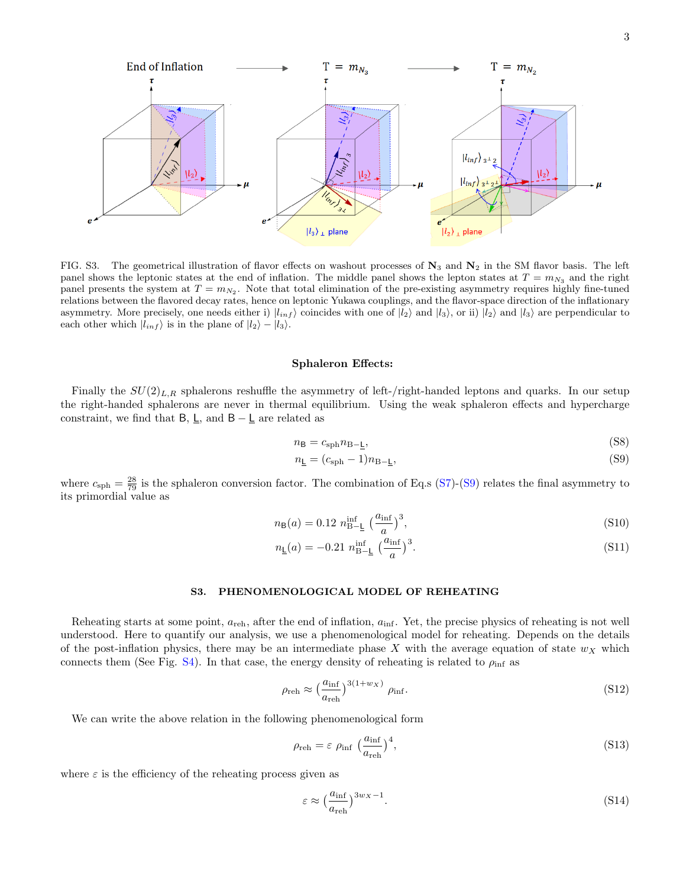FIG. S3. The geometrical illustration of flavor effects on washout processes of $\mathbf{N}_3$ and $\mathbf{N}_2$ in the SM flavor basis. The left panel shows the leptonic states at the end of inflation. The middle panel shows the lepton states at $T = m_{N_3}$ and the right panel presents the system at $T = m_{N_2}$. Note that total elimination of the pre-existing asymmetry requires highly fine-tuned relations between the flavored decay rates, hence on leptonic Yukawa couplings, and the flavor-space direction of the inflationary asymmetry. More precisely, one needs either i) $|l_{inf}\rangle$ coincides with one of $|l_2\rangle$ and $|l_3\rangle$, or ii) $|l_2\rangle$ and $|l_3\rangle$ are perpendicular to each other which $|l_{inf}\rangle$ is in the plane of $|l_2\rangle - |l_3\rangle$.

### Sphaleron Effects:

Finally the $SU(2)_{L,R}$ sphalerons reshuffle the asymmetry of left-/right-handed leptons and quarks. In our setup the right-handed sphalerons are never in thermal equilibrium. Using the weak sphaleron effects and hypercharge constraint, we find that $\mathsf{B}$, $\underline{\mathsf{L}}$, and $\mathsf{B} - \underline{\mathsf{L}}$ are related as

$$n_{\mathsf{B}} = c_{\rm sph} n_{\rm B-\underline{L}}, \tag{S8}$$

$$n_{\underline{\mathsf{L}}} = (c_{\rm sph} - 1) n_{\rm B-\underline{L}}, \tag{S9}$$

where $c_{\rm sph} = \frac{28}{79}$ is the sphaleron conversion factor. The combination of Eq.s (S7)-(S9) relates the final asymmetry to its primordial value as

$$n_{\mathsf{B}}(a) = 0.12 \; n^{\rm inf}_{\rm B-\underline{L}} \; \Big(\frac{a_{\rm inf}}{a}\Big)^3, \tag{S10}$$

$$n_{\underline{\mathsf{L}}}(a) = -0.21 \; n^{\rm inf}_{\rm B-\underline{L}} \; \Big(\frac{a_{\rm inf}}{a}\Big)^3. \tag{S11}$$

## S3. PHENOMENOLOGICAL MODEL OF REHEATING

Reheating starts at some point, $a_{\rm reh}$, after the end of inflation, $a_{\rm inf}$. Yet, the precise physics of reheating is not well understood. Here to quantify our analysis, we use a phenomenological model for reheating. Depends on the details of the post-inflation physics, there may be an intermediate phase $X$ with the average equation of state $w_X$ which connects them (See Fig. S4). In that case, the energy density of reheating is related to $\rho_{\rm inf}$ as

$$\rho_{\rm reh} \approx \Big(\frac{a_{\rm inf}}{a_{\rm reh}}\Big)^{3(1+w_X)} \rho_{\rm inf}. \tag{S12}$$

We can write the above relation in the following phenomenological form

$$\rho_{\rm reh} = \varepsilon \; \rho_{\rm inf} \; \Big(\frac{a_{\rm inf}}{a_{\rm reh}}\Big)^4, \tag{S13}$$

where $\varepsilon$ is the efficiency of the reheating process given as

$$\varepsilon \approx \Big(\frac{a_{\rm inf}}{a_{\rm reh}}\Big)^{3w_X - 1}. \tag{S14}$$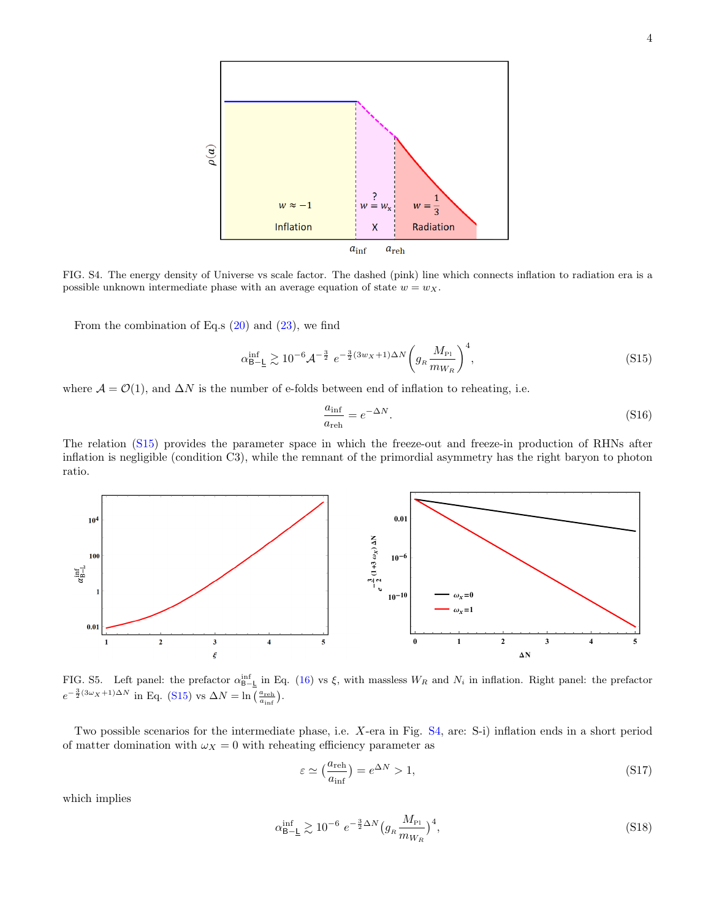FIG. S4. The energy density of Universe vs scale factor. The dashed (pink) line which connects inflation to radiation era is a possible unknown intermediate phase with an average equation of state $w = w_X$.

From the combination of Eq.s (20) and (23), we find

$$\alpha^{\rm inf}_{\rm B-\underline{L}} \gtrsim 10^{-6} \mathcal{A}^{-\frac{3}{2}} \, e^{-\frac{3}{2}(3w_X+1)\Delta N} \left( g_{_R} \frac{M_{\rm Pl}}{m_{W_R}} \right)^4, \tag{S15}$$

where $\mathcal{A} = \mathcal{O}(1)$, and $\Delta N$ is the number of e-folds between end of inflation to reheating, i.e.

$$\frac{a_{\rm inf}}{a_{\rm reh}} = e^{-\Delta N}. \tag{S16}$$

The relation (S15) provides the parameter space in which the freeze-out and freeze-in production of RHNs after inflation is negligible (condition C3), while the remnant of the primordial asymmetry has the right baryon to photon ratio.

FIG. S5. Left panel: the prefactor $\alpha^{\rm inf}_{\rm B-\underline{L}}$ in Eq. (16) vs $\xi$, with massless $W_R$ and $N_i$ in inflation. Right panel: the prefactor $e^{-\frac{3}{2}(3\omega_X+1)\Delta N}$ in Eq. (S15) vs $\Delta N = \ln\left(\frac{a_{\rm reh}}{a_{\rm inf}}\right)$.

Two possible scenarios for the intermediate phase, i.e. $X$-era in Fig. S4, are: S-i) inflation ends in a short period of matter domination with $\omega_X = 0$ with reheating efficiency parameter as

$$\varepsilon \simeq \left(\frac{a_{\rm reh}}{a_{\rm inf}}\right) = e^{\Delta N} > 1, \tag{S17}$$

which implies

$$\alpha^{\rm inf}_{\rm B-\underline{L}} \gtrsim 10^{-6} \, e^{-\frac{3}{2}\Delta N} \left( g_{_R} \frac{M_{\rm Pl}}{m_{W_R}} \right)^4, \tag{S18}$$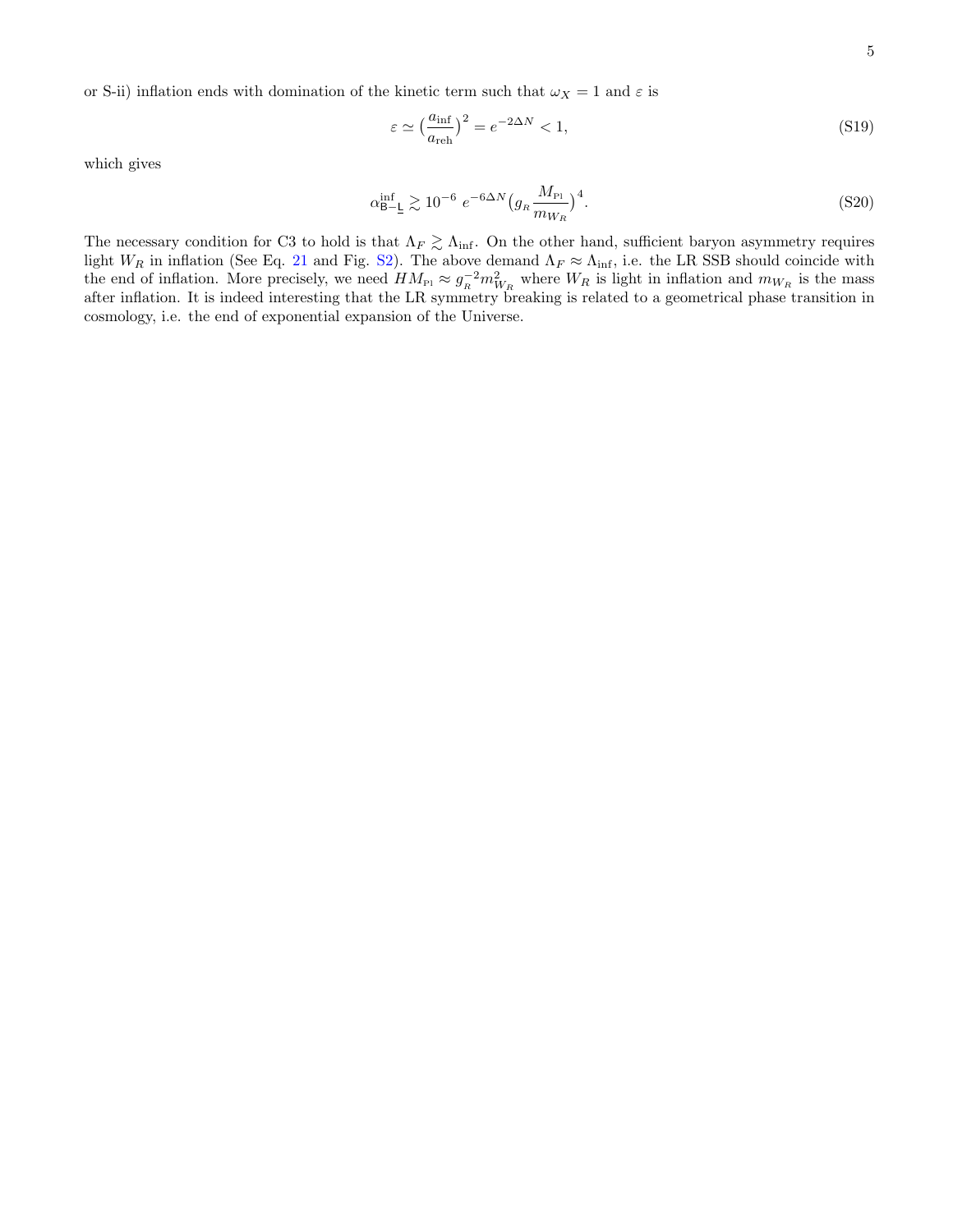or S-ii) inflation ends with domination of the kinetic term such that $\omega_X = 1$ and $\varepsilon$ is

$$\varepsilon \simeq \left(\frac{a_{\rm inf}}{a_{\rm reh}}\right)^2 = e^{-2\Delta N} < 1, \tag{S19}$$

which gives

$$\alpha^{\rm inf}_{\mathsf{B-\underline{L}}} \gtrsim 10^{-6}\ e^{-6\Delta N}\left(g_{_R}\frac{M_{\rm Pl}}{m_{W_R}}\right)^4. \tag{S20}$$

The necessary condition for C3 to hold is that $\Lambda_F \gtrsim \Lambda_{\rm inf}$. On the other hand, sufficient baryon asymmetry requires light $W_R$ in inflation (See Eq. 21 and Fig. S2). The above demand $\Lambda_F \approx \Lambda_{\rm inf}$, i.e. the LR SSB should coincide with the end of inflation. More precisely, we need $HM_{\rm Pl} \approx g_{_R}^{-2} m^2_{W_R}$ where $W_R$ is light in inflation and $m_{W_R}$ is the mass after inflation. It is indeed interesting that the LR symmetry breaking is related to a geometrical phase transition in cosmology, i.e. the end of exponential expansion of the Universe.